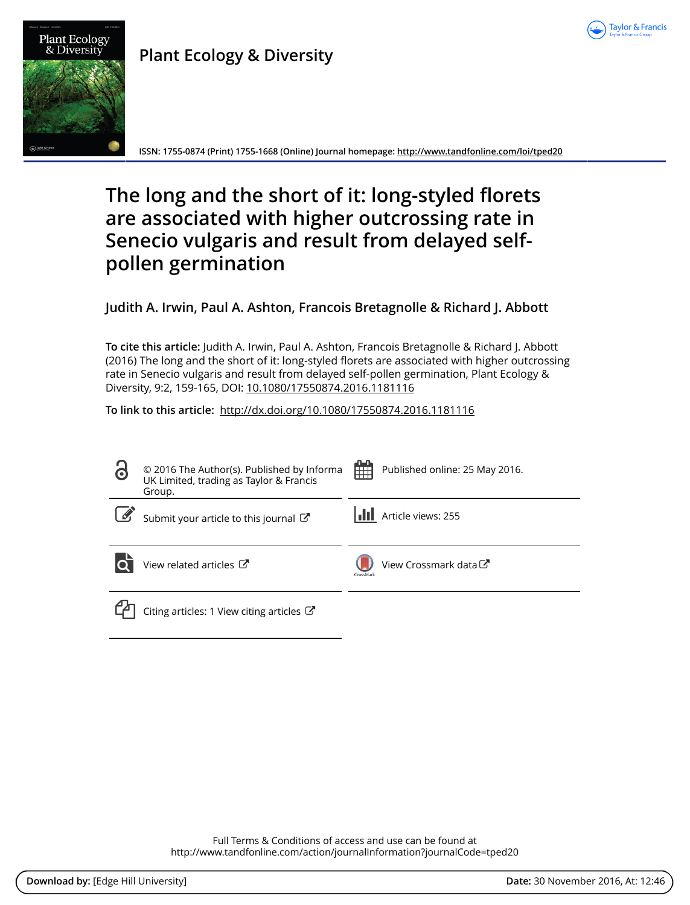# Plant Ecology & Diversity

ISSN: 1755-0874 (Print) 1755-1668 (Online) Journal homepage: http://www.tandfonline.com/loi/tped20

# The long and the short of it: long-styled florets are associated with higher outcrossing rate in Senecio vulgaris and result from delayed self-pollen germination

**Judith A. Irwin, Paul A. Ashton, Francois Bretagnolle & Richard J. Abbott**

**To cite this article:** Judith A. Irwin, Paul A. Ashton, Francois Bretagnolle & Richard J. Abbott (2016) The long and the short of it: long-styled florets are associated with higher outcrossing rate in Senecio vulgaris and result from delayed self-pollen germination, Plant Ecology & Diversity, 9:2, 159-165, DOI: 10.1080/17550874.2016.1181116

**To link to this article:** http://dx.doi.org/10.1080/17550874.2016.1181116

© 2016 The Author(s). Published by Informa UK Limited, trading as Taylor & Francis Group.

Published online: 25 May 2016.

Submit your article to this journal

Article views: 255

View related articles

View Crossmark data

Citing articles: 1 View citing articles

Full Terms & Conditions of access and use can be found at
http://www.tandfonline.com/action/journalInformation?journalCode=tped20

**Download by:** [Edge Hill University]

**Date:** 30 November 2016, At: 12:46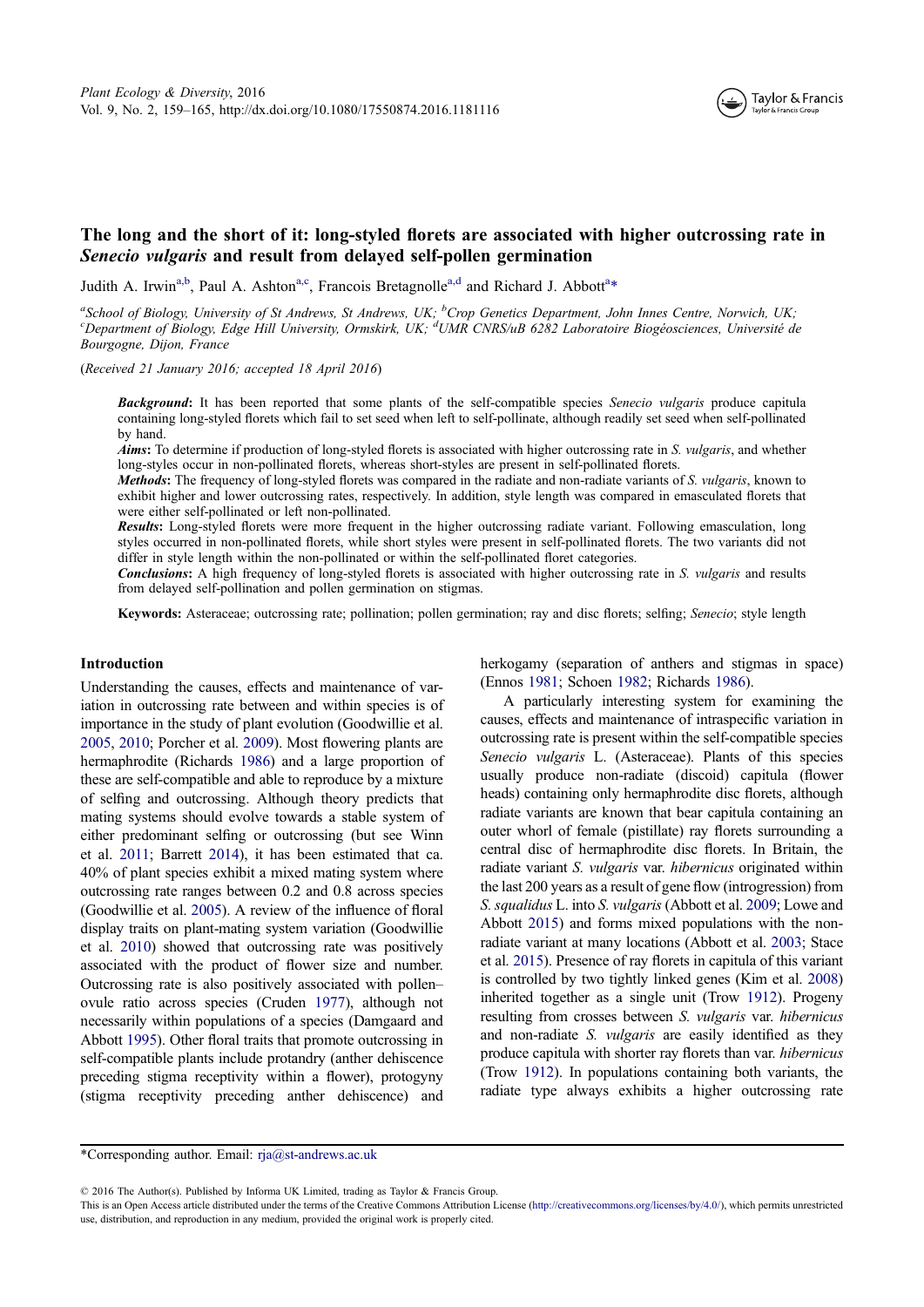Plant Ecology & Diversity, 2016
Vol. 9, No. 2, 159–165, http://dx.doi.org/10.1080/17550874.2016.1181116

# The long and the short of it: long-styled florets are associated with higher outcrossing rate in *Senecio vulgaris* and result from delayed self-pollen germination

Judith A. Irwin[a,b], Paul A. Ashton[a,c], Francois Bretagnolle[a,d] and Richard J. Abbott[a*]

[a]School of Biology, University of St Andrews, St Andrews, UK; [b]Crop Genetics Department, John Innes Centre, Norwich, UK; [c]Department of Biology, Edge Hill University, Ormskirk, UK; [d]UMR CNRS/uB 6282 Laboratoire Biogéosciences, Université de Bourgogne, Dijon, France

(*Received 21 January 2016; accepted 18 April 2016*)

***Background***: It has been reported that some plants of the self-compatible species *Senecio vulgaris* produce capitula containing long-styled florets which fail to set seed when left to self-pollinate, although readily set seed when self-pollinated by hand.

***Aims***: To determine if production of long-styled florets is associated with higher outcrossing rate in *S. vulgaris*, and whether long-styles occur in non-pollinated florets, whereas short-styles are present in self-pollinated florets.

***Methods***: The frequency of long-styled florets was compared in the radiate and non-radiate variants of *S. vulgaris*, known to exhibit higher and lower outcrossing rates, respectively. In addition, style length was compared in emasculated florets that were either self-pollinated or left non-pollinated.

***Results***: Long-styled florets were more frequent in the higher outcrossing radiate variant. Following emasculation, long styles occurred in non-pollinated florets, while short styles were present in self-pollinated florets. The two variants did not differ in style length within the non-pollinated or within the self-pollinated floret categories.

***Conclusions***: A high frequency of long-styled florets is associated with higher outcrossing rate in *S. vulgaris* and results from delayed self-pollination and pollen germination on stigmas.

**Keywords:** Asteraceae; outcrossing rate; pollination; pollen germination; ray and disc florets; selfing; *Senecio*; style length

## Introduction

Understanding the causes, effects and maintenance of variation in outcrossing rate between and within species is of importance in the study of plant evolution (Goodwillie et al. 2005, 2010; Porcher et al. 2009). Most flowering plants are hermaphrodite (Richards 1986) and a large proportion of these are self-compatible and able to reproduce by a mixture of selfing and outcrossing. Although theory predicts that mating systems should evolve towards a stable system of either predominant selfing or outcrossing (but see Winn et al. 2011; Barrett 2014), it has been estimated that ca. 40% of plant species exhibit a mixed mating system where outcrossing rate ranges between 0.2 and 0.8 across species (Goodwillie et al. 2005). A review of the influence of floral display traits on plant-mating system variation (Goodwillie et al. 2010) showed that outcrossing rate was positively associated with the product of flower size and number. Outcrossing rate is also positively associated with pollen–ovule ratio across species (Cruden 1977), although not necessarily within populations of a species (Damgaard and Abbott 1995). Other floral traits that promote outcrossing in self-compatible plants include protandry (anther dehiscence preceding stigma receptivity within a flower), protogyny (stigma receptivity preceding anther dehiscence) and herkogamy (separation of anthers and stigmas in space) (Ennos 1981; Schoen 1982; Richards 1986).

A particularly interesting system for examining the causes, effects and maintenance of intraspecific variation in outcrossing rate is present within the self-compatible species *Senecio vulgaris* L. (Asteraceae). Plants of this species usually produce non-radiate (discoid) capitula (flower heads) containing only hermaphrodite disc florets, although radiate variants are known that bear capitula containing an outer whorl of female (pistillate) ray florets surrounding a central disc of hermaphrodite disc florets. In Britain, the radiate variant *S. vulgaris* var. *hibernicus* originated within the last 200 years as a result of gene flow (introgression) from *S. squalidus* L. into *S. vulgaris* (Abbott et al. 2009; Lowe and Abbott 2015) and forms mixed populations with the non-radiate variant at many locations (Abbott et al. 2003; Stace et al. 2015). Presence of ray florets in capitula of this variant is controlled by two tightly linked genes (Kim et al. 2008) inherited together as a single unit (Trow 1912). Progeny resulting from crosses between *S. vulgaris* var. *hibernicus* and non-radiate *S. vulgaris* are easily identified as they produce capitula with shorter ray florets than var. *hibernicus* (Trow 1912). In populations containing both variants, the radiate type always exhibits a higher outcrossing rate

*Corresponding author. Email: rja@st-andrews.ac.uk

© 2016 The Author(s). Published by Informa UK Limited, trading as Taylor & Francis Group.
This is an Open Access article distributed under the terms of the Creative Commons Attribution License (http://creativecommons.org/licenses/by/4.0/), which permits unrestricted use, distribution, and reproduction in any medium, provided the original work is properly cited.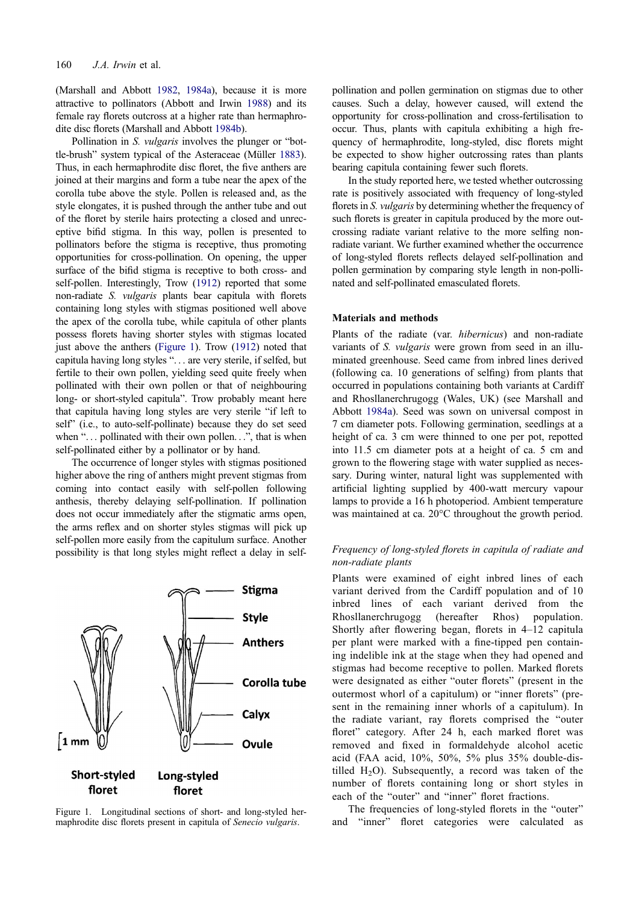(Marshall and Abbott 1982, 1984a), because it is more attractive to pollinators (Abbott and Irwin 1988) and its female ray florets outcross at a higher rate than hermaphrodite disc florets (Marshall and Abbott 1984b).

Pollination in *S. vulgaris* involves the plunger or "bottle-brush" system typical of the Asteraceae (Müller 1883). Thus, in each hermaphrodite disc floret, the five anthers are joined at their margins and form a tube near the apex of the corolla tube above the style. Pollen is released and, as the style elongates, it is pushed through the anther tube and out of the floret by sterile hairs protecting a closed and unreceptive bifid stigma. In this way, pollen is presented to pollinators before the stigma is receptive, thus promoting opportunities for cross-pollination. On opening, the upper surface of the bifid stigma is receptive to both cross- and self-pollen. Interestingly, Trow (1912) reported that some non-radiate *S. vulgaris* plants bear capitula with florets containing long styles with stigmas positioned well above the apex of the corolla tube, while capitula of other plants possess florets having shorter styles with stigmas located just above the anthers (Figure 1). Trow (1912) noted that capitula having long styles "… are very sterile, if selfed, but fertile to their own pollen, yielding seed quite freely when pollinated with their own pollen or that of neighbouring long- or short-styled capitula". Trow probably meant here that capitula having long styles are very sterile "if left to self" (i.e., to auto-self-pollinate) because they do set seed when "… pollinated with their own pollen…", that is when self-pollinated either by a pollinator or by hand.

The occurrence of longer styles with stigmas positioned higher above the ring of anthers might prevent stigmas from coming into contact easily with self-pollen following anthesis, thereby delaying self-pollination. If pollination does not occur immediately after the stigmatic arms open, the arms reflex and on shorter styles stigmas will pick up self-pollen more easily from the capitulum surface. Another possibility is that long styles might reflect a delay in self-pollination and pollen germination on stigmas due to other causes. Such a delay, however caused, will extend the opportunity for cross-pollination and cross-fertilisation to occur. Thus, plants with capitula exhibiting a high frequency of hermaphrodite, long-styled, disc florets might be expected to show higher outcrossing rates than plants bearing capitula containing fewer such florets.

Stigma
Style
Anthers
Corolla tube
Calyx
Ovule
1 mm
Short-styled floret
Long-styled floret

Figure 1. Longitudinal sections of short- and long-styled hermaphrodite disc florets present in capitula of *Senecio vulgaris*.

In the study reported here, we tested whether outcrossing rate is positively associated with frequency of long-styled florets in *S. vulgaris* by determining whether the frequency of such florets is greater in capitula produced by the more outcrossing radiate variant relative to the more selfing non-radiate variant. We further examined whether the occurrence of long-styled florets reflects delayed self-pollination and pollen germination by comparing style length in non-pollinated and self-pollinated emasculated florets.

## Materials and methods

Plants of the radiate (var. *hibernicus*) and non-radiate variants of *S. vulgaris* were grown from seed in an illuminated greenhouse. Seed came from inbred lines derived (following ca. 10 generations of selfing) from plants that occurred in populations containing both variants at Cardiff and Rhosllanerchrugogg (Wales, UK) (see Marshall and Abbott 1984a). Seed was sown on universal compost in 7 cm diameter pots. Following germination, seedlings at a height of ca. 3 cm were thinned to one per pot, repotted into 11.5 cm diameter pots at a height of ca. 5 cm and grown to the flowering stage with water supplied as necessary. During winter, natural light was supplemented with artificial lighting supplied by 400-watt mercury vapour lamps to provide a 16 h photoperiod. Ambient temperature was maintained at ca. 20°C throughout the growth period.

### Frequency of long-styled florets in capitula of radiate and non-radiate plants

Plants were examined of eight inbred lines of each variant derived from the Cardiff population and of 10 inbred lines of each variant derived from the Rhosllanerchrugogg (hereafter Rhos) population. Shortly after flowering began, florets in 4–12 capitula per plant were marked with a fine-tipped pen containing indelible ink at the stage when they had opened and stigmas had become receptive to pollen. Marked florets were designated as either "outer florets" (present in the outermost whorl of a capitulum) or "inner florets" (present in the remaining inner whorls of a capitulum). In the radiate variant, ray florets comprised the "outer floret" category. After 24 h, each marked floret was removed and fixed in formaldehyde alcohol acetic acid (FAA acid, 10%, 50%, 5% plus 35% double-distilled $H_2O$). Subsequently, a record was taken of the number of florets containing long or short styles in each of the "outer" and "inner" floret fractions.

The frequencies of long-styled florets in the "outer" and "inner" floret categories were calculated as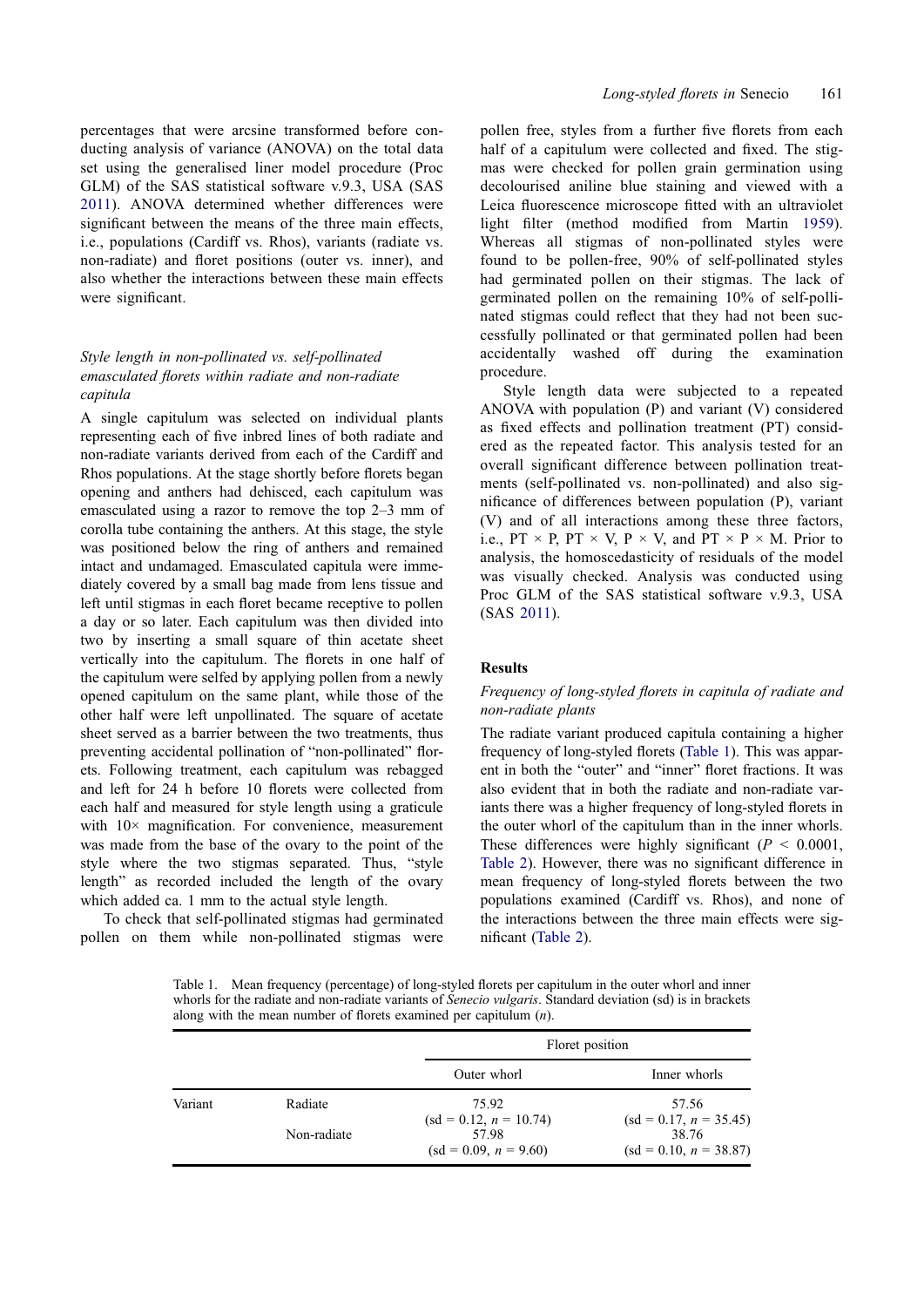percentages that were arcsine transformed before conducting analysis of variance (ANOVA) on the total data set using the generalised liner model procedure (Proc GLM) of the SAS statistical software v.9.3, USA (SAS 2011). ANOVA determined whether differences were significant between the means of the three main effects, i.e., populations (Cardiff vs. Rhos), variants (radiate vs. non-radiate) and floret positions (outer vs. inner), and also whether the interactions between these main effects were significant.

### *Style length in non-pollinated vs. self-pollinated emasculated florets within radiate and non-radiate capitula*

A single capitulum was selected on individual plants representing each of five inbred lines of both radiate and non-radiate variants derived from each of the Cardiff and Rhos populations. At the stage shortly before florets began opening and anthers had dehisced, each capitulum was emasculated using a razor to remove the top 2–3 mm of corolla tube containing the anthers. At this stage, the style was positioned below the ring of anthers and remained intact and undamaged. Emasculated capitula were immediately covered by a small bag made from lens tissue and left until stigmas in each floret became receptive to pollen a day or so later. Each capitulum was then divided into two by inserting a small square of thin acetate sheet vertically into the capitulum. The florets in one half of the capitulum were selfed by applying pollen from a newly opened capitulum on the same plant, while those of the other half were left unpollinated. The square of acetate sheet served as a barrier between the two treatments, thus preventing accidental pollination of "non-pollinated" florets. Following treatment, each capitulum was rebagged and left for 24 h before 10 florets were collected from each half and measured for style length using a graticule with 10× magnification. For convenience, measurement was made from the base of the ovary to the point of the style where the two stigmas separated. Thus, "style length" as recorded included the length of the ovary which added ca. 1 mm to the actual style length.

To check that self-pollinated stigmas had germinated pollen on them while non-pollinated stigmas were pollen free, styles from a further five florets from each half of a capitulum were collected and fixed. The stigmas were checked for pollen grain germination using decolourised aniline blue staining and viewed with a Leica fluorescence microscope fitted with an ultraviolet light filter (method modified from Martin 1959). Whereas all stigmas of non-pollinated styles were found to be pollen-free, 90% of self-pollinated styles had germinated pollen on their stigmas. The lack of germinated pollen on the remaining 10% of self-pollinated stigmas could reflect that they had not been successfully pollinated or that germinated pollen had been accidentally washed off during the examination procedure.

Style length data were subjected to a repeated ANOVA with population (P) and variant (V) considered as fixed effects and pollination treatment (PT) considered as the repeated factor. This analysis tested for an overall significant difference between pollination treatments (self-pollinated vs. non-pollinated) and also significance of differences between population (P), variant (V) and of all interactions among these three factors, i.e., PT × P, PT × V, P × V, and PT × P × M. Prior to analysis, the homoscedasticity of residuals of the model was visually checked. Analysis was conducted using Proc GLM of the SAS statistical software v.9.3, USA (SAS 2011).

## Results

### *Frequency of long-styled florets in capitula of radiate and non-radiate plants*

The radiate variant produced capitula containing a higher frequency of long-styled florets (Table 1). This was apparent in both the "outer" and "inner" floret fractions. It was also evident that in both the radiate and non-radiate variants there was a higher frequency of long-styled florets in the outer whorl of the capitulum than in the inner whorls. These differences were highly significant ($P < 0.0001$, Table 2). However, there was no significant difference in mean frequency of long-styled florets between the two populations examined (Cardiff vs. Rhos), and none of the interactions between the three main effects were significant (Table 2).

Table 1. Mean frequency (percentage) of long-styled florets per capitulum in the outer whorl and inner whorls for the radiate and non-radiate variants of *Senecio vulgaris*. Standard deviation (sd) is in brackets along with the mean number of florets examined per capitulum (*n*).

| | | Floret position | |
|---|---|---|---|
| | | Outer whorl | Inner whorls |
| Variant | Radiate | 75.92 (sd = 0.12, *n* = 10.74) | 57.56 (sd = 0.17, *n* = 35.45) |
| | Non-radiate | 57.98 (sd = 0.09, *n* = 9.60) | 38.76 (sd = 0.10, *n* = 38.87) |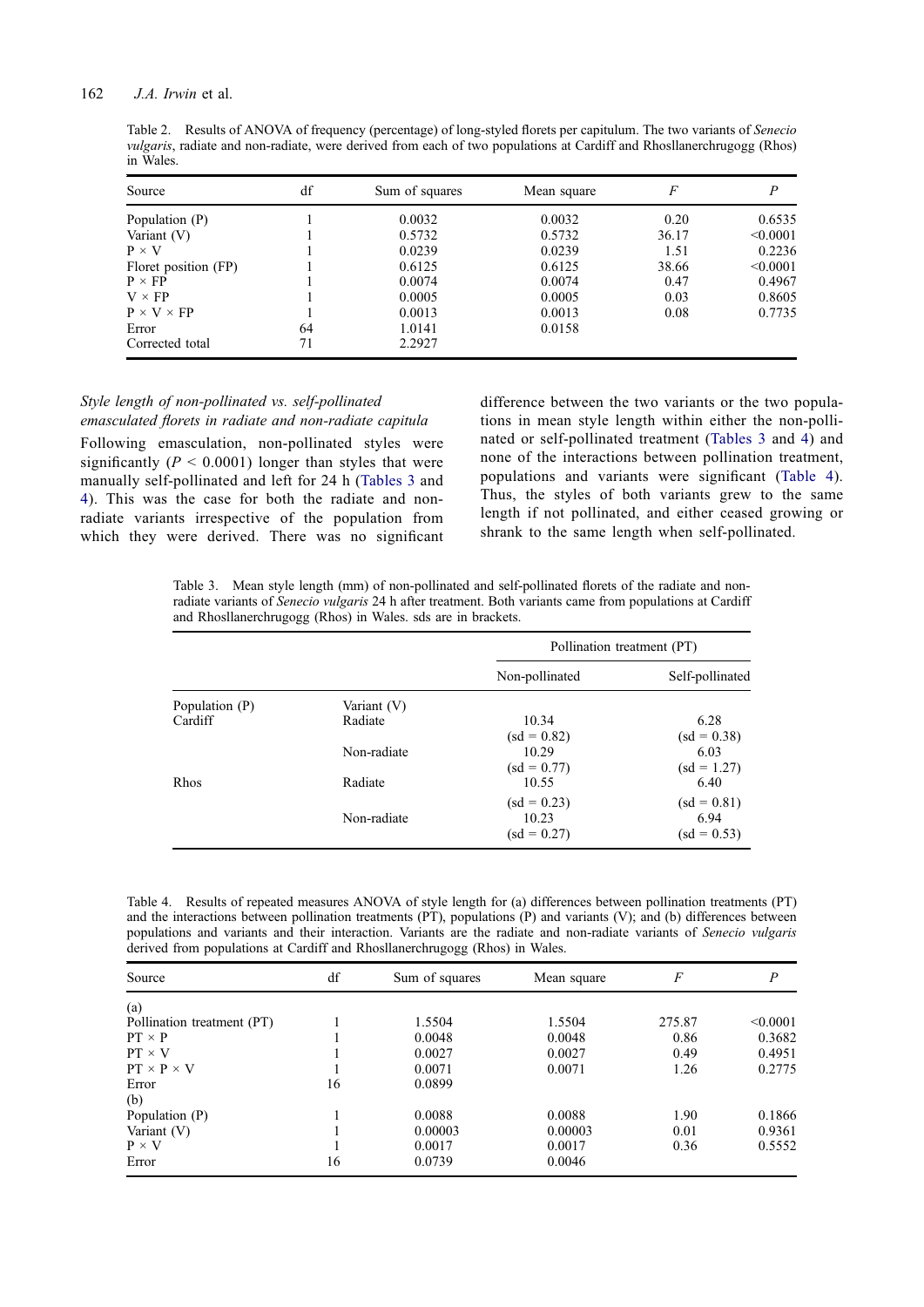Table 2. Results of ANOVA of frequency (percentage) of long-styled florets per capitulum. The two variants of *Senecio vulgaris*, radiate and non-radiate, were derived from each of two populations at Cardiff and Rhosllanerchrugogg (Rhos) in Wales.

| Source | df | Sum of squares | Mean square | $F$ | $P$ |
|---|---|---|---|---|---|
| Population (P) | 1 | 0.0032 | 0.0032 | 0.20 | 0.6535 |
| Variant (V) | 1 | 0.5732 | 0.5732 | 36.17 | <0.0001 |
| P × V | 1 | 0.0239 | 0.0239 | 1.51 | 0.2236 |
| Floret position (FP) | 1 | 0.6125 | 0.6125 | 38.66 | <0.0001 |
| P × FP | 1 | 0.0074 | 0.0074 | 0.47 | 0.4967 |
| V × FP | 1 | 0.0005 | 0.0005 | 0.03 | 0.8605 |
| P × V × FP | 1 | 0.0013 | 0.0013 | 0.08 | 0.7735 |
| Error | 64 | 1.0141 | 0.0158 | | |
| Corrected total | 71 | 2.2927 | | | |

### *Style length of non-pollinated vs. self-pollinated emasculated florets in radiate and non-radiate capitula*

Following emasculation, non-pollinated styles were significantly ($P < 0.0001$) longer than styles that were manually self-pollinated and left for 24 h (Tables 3 and 4). This was the case for both the radiate and non-radiate variants irrespective of the population from which they were derived. There was no significant difference between the two variants or the two populations in mean style length within either the non-pollinated or self-pollinated treatment (Tables 3 and 4) and none of the interactions between pollination treatment, populations and variants were significant (Table 4). Thus, the styles of both variants grew to the same length if not pollinated, and either ceased growing or shrank to the same length when self-pollinated.

Table 3. Mean style length (mm) of non-pollinated and self-pollinated florets of the radiate and non-radiate variants of *Senecio vulgaris* 24 h after treatment. Both variants came from populations at Cardiff and Rhosllanerchrugogg (Rhos) in Wales. sds are in brackets.

| | | Pollination treatment (PT) | |
|---|---|---|---|
| | | Non-pollinated | Self-pollinated |
| Population (P) | Variant (V) | | |
| Cardiff | Radiate | 10.34 (sd = 0.82) | 6.28 (sd = 0.38) |
| | Non-radiate | 10.29 (sd = 0.77) | 6.03 (sd = 1.27) |
| Rhos | Radiate | 10.55 (sd = 0.23) | 6.40 (sd = 0.81) |
| | Non-radiate | 10.23 (sd = 0.27) | 6.94 (sd = 0.53) |

Table 4. Results of repeated measures ANOVA of style length for (a) differences between pollination treatments (PT) and the interactions between pollination treatments (PT), populations (P) and variants (V); and (b) differences between populations and variants and their interaction. Variants are the radiate and non-radiate variants of *Senecio vulgaris* derived from populations at Cardiff and Rhosllanerchrugogg (Rhos) in Wales.

| Source | df | Sum of squares | Mean square | $F$ | $P$ |
|---|---|---|---|---|---|
| (a) | | | | | |
| Pollination treatment (PT) | 1 | 1.5504 | 1.5504 | 275.87 | <0.0001 |
| PT × P | 1 | 0.0048 | 0.0048 | 0.86 | 0.3682 |
| PT × V | 1 | 0.0027 | 0.0027 | 0.49 | 0.4951 |
| PT × P × V | 1 | 0.0071 | 0.0071 | 1.26 | 0.2775 |
| Error | 16 | 0.0899 | | | |
| (b) | | | | | |
| Population (P) | 1 | 0.0088 | 0.0088 | 1.90 | 0.1866 |
| Variant (V) | 1 | 0.00003 | 0.00003 | 0.01 | 0.9361 |
| P × V | 1 | 0.0017 | 0.0017 | 0.36 | 0.5552 |
| Error | 16 | 0.0739 | 0.0046 | | |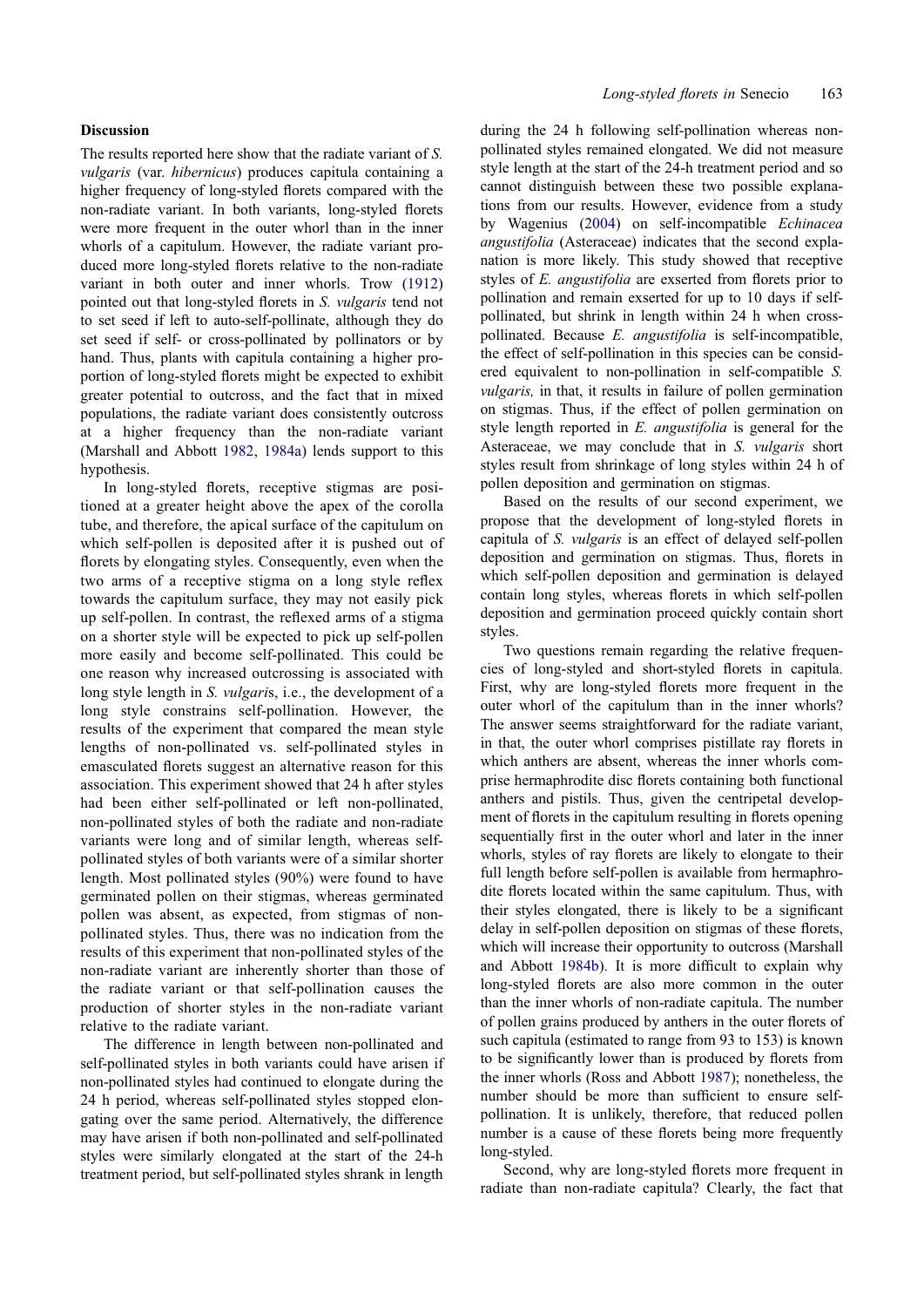## Discussion

The results reported here show that the radiate variant of *S. vulgaris* (var. *hibernicus*) produces capitula containing a higher frequency of long-styled florets compared with the non-radiate variant. In both variants, long-styled florets were more frequent in the outer whorl than in the inner whorls of a capitulum. However, the radiate variant produced more long-styled florets relative to the non-radiate variant in both outer and inner whorls. Trow (1912) pointed out that long-styled florets in *S. vulgaris* tend not to set seed if left to auto-self-pollinate, although they do set seed if self- or cross-pollinated by pollinators or by hand. Thus, plants with capitula containing a higher proportion of long-styled florets might be expected to exhibit greater potential to outcross, and the fact that in mixed populations, the radiate variant does consistently outcross at a higher frequency than the non-radiate variant (Marshall and Abbott 1982, 1984a) lends support to this hypothesis.

In long-styled florets, receptive stigmas are positioned at a greater height above the apex of the corolla tube, and therefore, the apical surface of the capitulum on which self-pollen is deposited after it is pushed out of florets by elongating styles. Consequently, even when the two arms of a receptive stigma on a long style reflex towards the capitulum surface, they may not easily pick up self-pollen. In contrast, the reflexed arms of a stigma on a shorter style will be expected to pick up self-pollen more easily and become self-pollinated. This could be one reason why increased outcrossing is associated with long style length in *S. vulgaris*, i.e., the development of a long style constrains self-pollination. However, the results of the experiment that compared the mean style lengths of non-pollinated vs. self-pollinated styles in emasculated florets suggest an alternative reason for this association. This experiment showed that 24 h after styles had been either self-pollinated or left non-pollinated, non-pollinated styles of both the radiate and non-radiate variants were long and of similar length, whereas self-pollinated styles of both variants were of a similar shorter length. Most pollinated styles (90%) were found to have germinated pollen on their stigmas, whereas germinated pollen was absent, as expected, from stigmas of non-pollinated styles. Thus, there was no indication from the results of this experiment that non-pollinated styles of the non-radiate variant are inherently shorter than those of the radiate variant or that self-pollination causes the production of shorter styles in the non-radiate variant relative to the radiate variant.

The difference in length between non-pollinated and self-pollinated styles in both variants could have arisen if non-pollinated styles had continued to elongate during the 24 h period, whereas self-pollinated styles stopped elongating over the same period. Alternatively, the difference may have arisen if both non-pollinated and self-pollinated styles were similarly elongated at the start of the 24-h treatment period, but self-pollinated styles shrank in length during the 24 h following self-pollination whereas non-pollinated styles remained elongated. We did not measure style length at the start of the 24-h treatment period and so cannot distinguish between these two possible explanations from our results. However, evidence from a study by Wagenius (2004) on self-incompatible *Echinacea angustifolia* (Asteraceae) indicates that the second explanation is more likely. This study showed that receptive styles of *E. angustifolia* are exserted from florets prior to pollination and remain exserted for up to 10 days if self-pollinated, but shrink in length within 24 h when cross-pollinated. Because *E. angustifolia* is self-incompatible, the effect of self-pollination in this species can be considered equivalent to non-pollination in self-compatible *S. vulgaris,* in that, it results in failure of pollen germination on stigmas. Thus, if the effect of pollen germination on style length reported in *E. angustifolia* is general for the Asteraceae, we may conclude that in *S. vulgaris* short styles result from shrinkage of long styles within 24 h of pollen deposition and germination on stigmas.

Based on the results of our second experiment, we propose that the development of long-styled florets in capitula of *S. vulgaris* is an effect of delayed self-pollen deposition and germination on stigmas. Thus, florets in which self-pollen deposition and germination is delayed contain long styles, whereas florets in which self-pollen deposition and germination proceed quickly contain short styles.

Two questions remain regarding the relative frequencies of long-styled and short-styled florets in capitula. First, why are long-styled florets more frequent in the outer whorl of the capitulum than in the inner whorls? The answer seems straightforward for the radiate variant, in that, the outer whorl comprises pistillate ray florets in which anthers are absent, whereas the inner whorls comprise hermaphrodite disc florets containing both functional anthers and pistils. Thus, given the centripetal development of florets in the capitulum resulting in florets opening sequentially first in the outer whorl and later in the inner whorls, styles of ray florets are likely to elongate to their full length before self-pollen is available from hermaphrodite florets located within the same capitulum. Thus, with their styles elongated, there is likely to be a significant delay in self-pollen deposition on stigmas of these florets, which will increase their opportunity to outcross (Marshall and Abbott 1984b). It is more difficult to explain why long-styled florets are also more common in the outer than the inner whorls of non-radiate capitula. The number of pollen grains produced by anthers in the outer florets of such capitula (estimated to range from 93 to 153) is known to be significantly lower than is produced by florets from the inner whorls (Ross and Abbott 1987); nonetheless, the number should be more than sufficient to ensure self-pollination. It is unlikely, therefore, that reduced pollen number is a cause of these florets being more frequently long-styled.

Second, why are long-styled florets more frequent in radiate than non-radiate capitula? Clearly, the fact that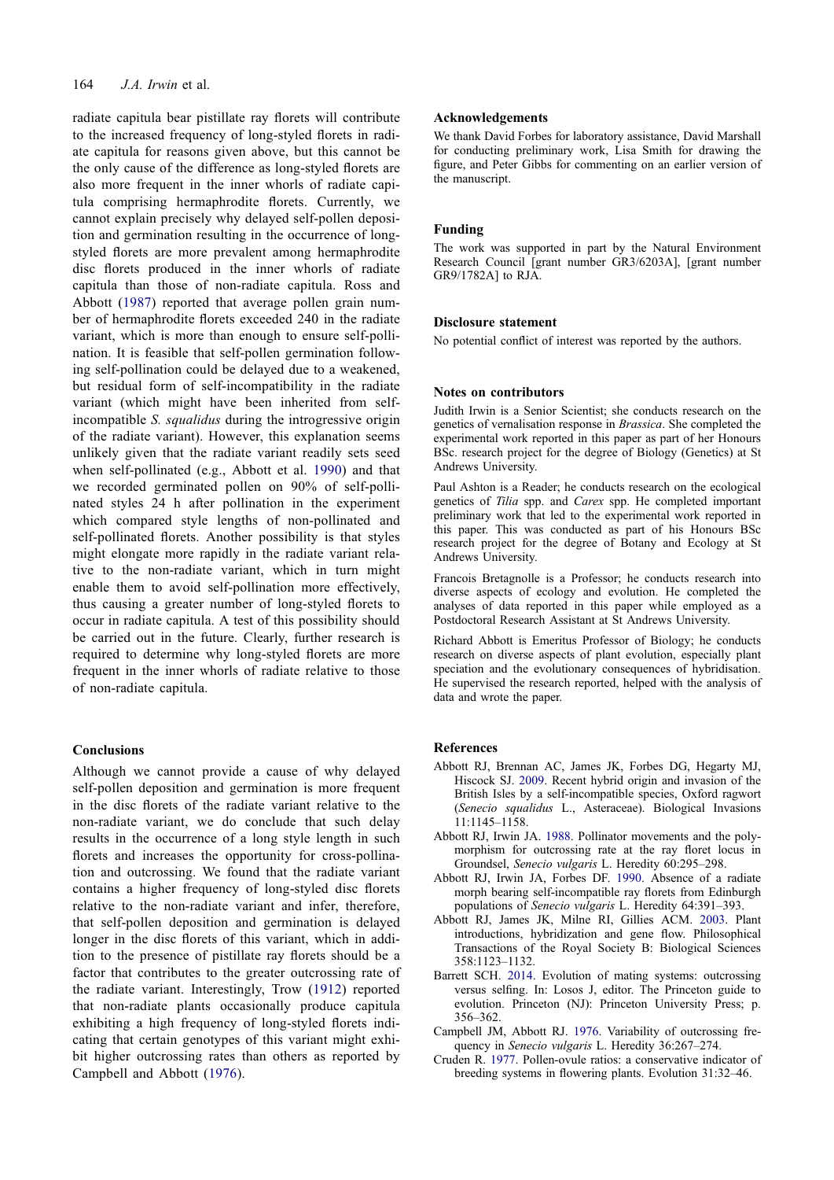radiate capitula bear pistillate ray florets will contribute to the increased frequency of long-styled florets in radiate capitula for reasons given above, but this cannot be the only cause of the difference as long-styled florets are also more frequent in the inner whorls of radiate capitula comprising hermaphrodite florets. Currently, we cannot explain precisely why delayed self-pollen deposition and germination resulting in the occurrence of long-styled florets are more prevalent among hermaphrodite disc florets produced in the inner whorls of radiate capitula than those of non-radiate capitula. Ross and Abbott (1987) reported that average pollen grain number of hermaphrodite florets exceeded 240 in the radiate variant, which is more than enough to ensure self-pollination. It is feasible that self-pollen germination following self-pollination could be delayed due to a weakened, but residual form of self-incompatibility in the radiate variant (which might have been inherited from self-incompatible *S. squalidus* during the introgressive origin of the radiate variant). However, this explanation seems unlikely given that the radiate variant readily sets seed when self-pollinated (e.g., Abbott et al. 1990) and that we recorded germinated pollen on 90% of self-pollinated styles 24 h after pollination in the experiment which compared style lengths of non-pollinated and self-pollinated florets. Another possibility is that styles might elongate more rapidly in the radiate variant relative to the non-radiate variant, which in turn might enable them to avoid self-pollination more effectively, thus causing a greater number of long-styled florets to occur in radiate capitula. A test of this possibility should be carried out in the future. Clearly, further research is required to determine why long-styled florets are more frequent in the inner whorls of radiate relative to those of non-radiate capitula.

## Conclusions

Although we cannot provide a cause of why delayed self-pollen deposition and germination is more frequent in the disc florets of the radiate variant relative to the non-radiate variant, we do conclude that such delay results in the occurrence of a long style length in such florets and increases the opportunity for cross-pollination and outcrossing. We found that the radiate variant contains a higher frequency of long-styled disc florets relative to the non-radiate variant and infer, therefore, that self-pollen deposition and germination is delayed longer in the disc florets of this variant, which in addition to the presence of pistillate ray florets should be a factor that contributes to the greater outcrossing rate of the radiate variant. Interestingly, Trow (1912) reported that non-radiate plants occasionally produce capitula exhibiting a high frequency of long-styled florets indicating that certain genotypes of this variant might exhibit higher outcrossing rates than others as reported by Campbell and Abbott (1976).

## Acknowledgements

We thank David Forbes for laboratory assistance, David Marshall for conducting preliminary work, Lisa Smith for drawing the figure, and Peter Gibbs for commenting on an earlier version of the manuscript.

## Funding

The work was supported in part by the Natural Environment Research Council [grant number GR3/6203A], [grant number GR9/1782A] to RJA.

## Disclosure statement

No potential conflict of interest was reported by the authors.

## Notes on contributors

Judith Irwin is a Senior Scientist; she conducts research on the genetics of vernalisation response in *Brassica*. She completed the experimental work reported in this paper as part of her Honours BSc. research project for the degree of Biology (Genetics) at St Andrews University.

Paul Ashton is a Reader; he conducts research on the ecological genetics of *Tilia* spp. and *Carex* spp. He completed important preliminary work that led to the experimental work reported in this paper. This was conducted as part of his Honours BSc research project for the degree of Botany and Ecology at St Andrews University.

Francois Bretagnolle is a Professor; he conducts research into diverse aspects of ecology and evolution. He completed the analyses of data reported in this paper while employed as a Postdoctoral Research Assistant at St Andrews University.

Richard Abbott is Emeritus Professor of Biology; he conducts research on diverse aspects of plant evolution, especially plant speciation and the evolutionary consequences of hybridisation. He supervised the research reported, helped with the analysis of data and wrote the paper.

## References

Abbott RJ, Brennan AC, James JK, Forbes DG, Hegarty MJ, Hiscock SJ. 2009. Recent hybrid origin and invasion of the British Isles by a self-incompatible species, Oxford ragwort (*Senecio squalidus* L., Asteraceae). Biological Invasions 11:1145–1158.

Abbott RJ, Irwin JA. 1988. Pollinator movements and the polymorphism for outcrossing rate at the ray floret locus in Groundsel, *Senecio vulgaris* L. Heredity 60:295–298.

Abbott RJ, Irwin JA, Forbes DF. 1990. Absence of a radiate morph bearing self-incompatible ray florets from Edinburgh populations of *Senecio vulgaris* L. Heredity 64:391–393.

Abbott RJ, James JK, Milne RI, Gillies ACM. 2003. Plant introductions, hybridization and gene flow. Philosophical Transactions of the Royal Society B: Biological Sciences 358:1123–1132.

Barrett SCH. 2014. Evolution of mating systems: outcrossing versus selfing. In: Losos J, editor. The Princeton guide to evolution. Princeton (NJ): Princeton University Press; p. 356–362.

Campbell JM, Abbott RJ. 1976. Variability of outcrossing frequency in *Senecio vulgaris* L. Heredity 36:267–274.

Cruden R. 1977. Pollen-ovule ratios: a conservative indicator of breeding systems in flowering plants. Evolution 31:32–46.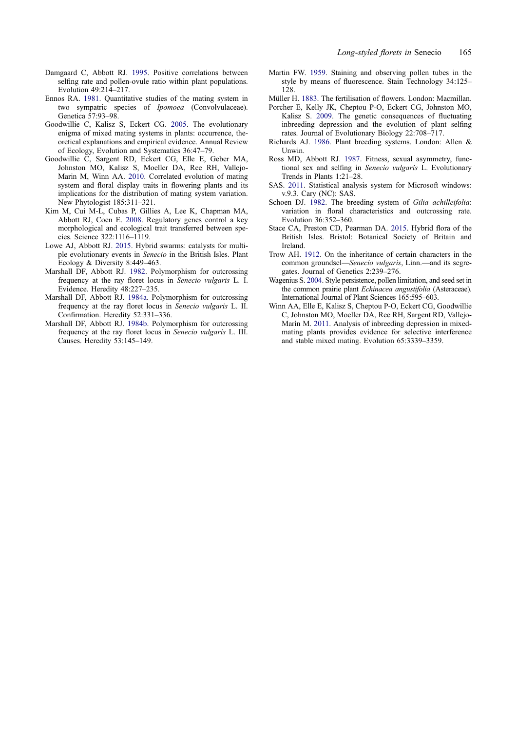Damgaard C, Abbott RJ. 1995. Positive correlations between selfing rate and pollen-ovule ratio within plant populations. Evolution 49:214–217.

Ennos RA. 1981. Quantitative studies of the mating system in two sympatric species of *Ipomoea* (Convolvulaceae). Genetica 57:93–98.

Goodwillie C, Kalisz S, Eckert CG. 2005. The evolutionary enigma of mixed mating systems in plants: occurrence, theoretical explanations and empirical evidence. Annual Review of Ecology, Evolution and Systematics 36:47–79.

Goodwillie C, Sargent RD, Eckert CG, Elle E, Geber MA, Johnston MO, Kalisz S, Moeller DA, Ree RH, Vallejo-Marin M, Winn AA. 2010. Correlated evolution of mating system and floral display traits in flowering plants and its implications for the distribution of mating system variation. New Phytologist 185:311–321.

Kim M, Cui M-L, Cubas P, Gillies A, Lee K, Chapman MA, Abbott RJ, Coen E. 2008. Regulatory genes control a key morphological and ecological trait transferred between species. Science 322:1116–1119.

Lowe AJ, Abbott RJ. 2015. Hybrid swarms: catalysts for multiple evolutionary events in *Senecio* in the British Isles. Plant Ecology & Diversity 8:449–463.

Marshall DF, Abbott RJ. 1982. Polymorphism for outcrossing frequency at the ray floret locus in *Senecio vulgaris* L. I. Evidence. Heredity 48:227–235.

Marshall DF, Abbott RJ. 1984a. Polymorphism for outcrossing frequency at the ray floret locus in *Senecio vulgaris* L. II. Confirmation. Heredity 52:331–336.

Marshall DF, Abbott RJ. 1984b. Polymorphism for outcrossing frequency at the ray floret locus in *Senecio vulgaris* L. III. Causes. Heredity 53:145–149.

Martin FW. 1959. Staining and observing pollen tubes in the style by means of fluorescence. Stain Technology 34:125–128.

Müller H. 1883. The fertilisation of flowers. London: Macmillan.

Porcher E, Kelly JK, Cheptou P-O, Eckert CG, Johnston MO, Kalisz S. 2009. The genetic consequences of fluctuating inbreeding depression and the evolution of plant selfing rates. Journal of Evolutionary Biology 22:708–717.

Richards AJ. 1986. Plant breeding systems. London: Allen & Unwin.

Ross MD, Abbott RJ. 1987. Fitness, sexual asymmetry, functional sex and selfing in *Senecio vulgaris* L. Evolutionary Trends in Plants 1:21–28.

SAS. 2011. Statistical analysis system for Microsoft windows: v.9.3. Cary (NC): SAS.

Schoen DJ. 1982. The breeding system of *Gilia achilleifolia*: variation in floral characteristics and outcrossing rate. Evolution 36:352–360.

Stace CA, Preston CD, Pearman DA. 2015. Hybrid flora of the British Isles. Bristol: Botanical Society of Britain and Ireland.

Trow AH. 1912. On the inheritance of certain characters in the common groundsel—*Senecio vulgaris*, Linn.—and its segregates. Journal of Genetics 2:239–276.

Wagenius S. 2004. Style persistence, pollen limitation, and seed set in the common prairie plant *Echinacea angustifolia* (Asteraceae). International Journal of Plant Sciences 165:595–603.

Winn AA, Elle E, Kalisz S, Cheptou P-O, Eckert CG, Goodwillie C, Johnston MO, Moeller DA, Ree RH, Sargent RD, Vallejo-Marín M. 2011. Analysis of inbreeding depression in mixed-mating plants provides evidence for selective interference and stable mixed mating. Evolution 65:3339–3359.